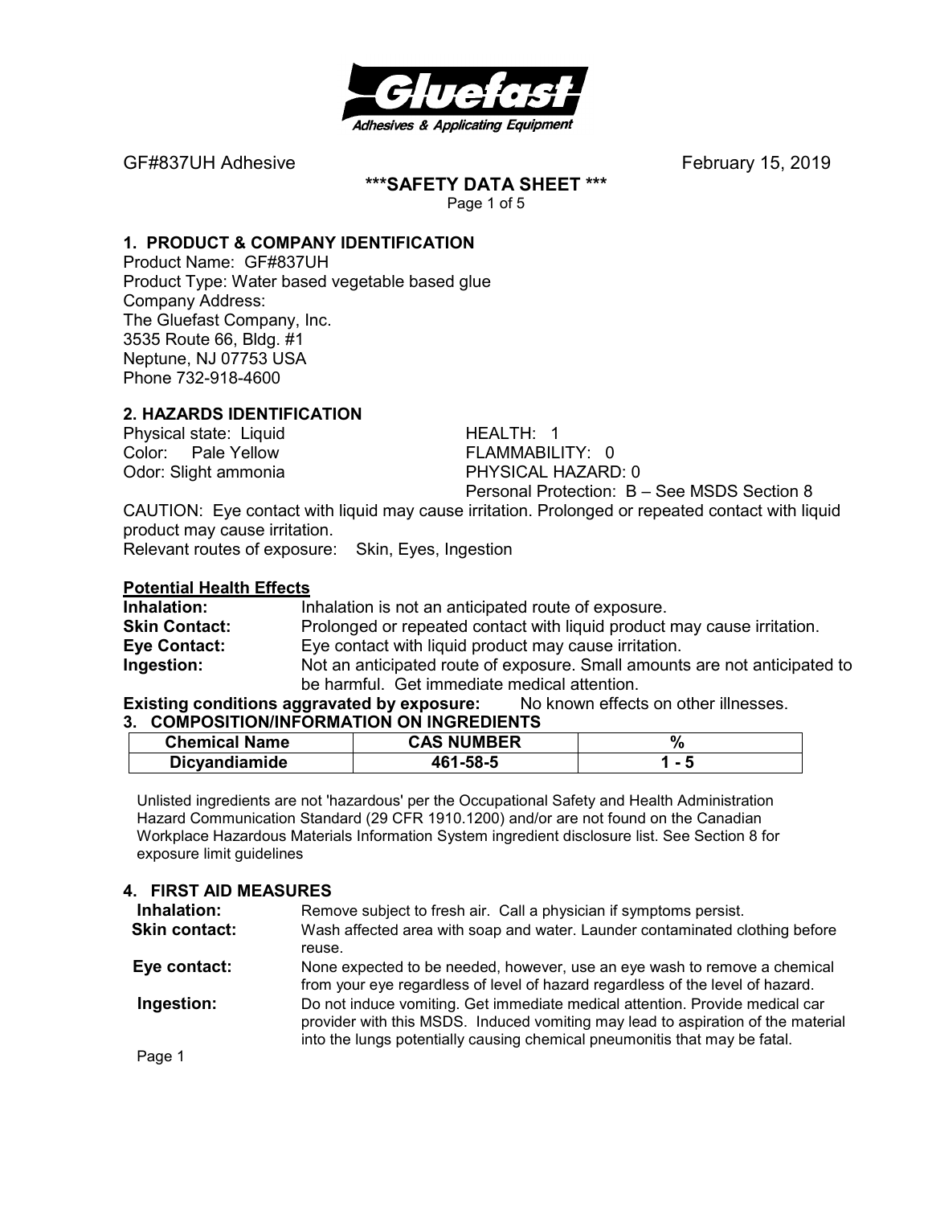Gluefast
Adhesives & Applicating Equipment

GF#837UH Adhesive February 15, 2019

**\*\*\*SAFETY DATA SHEET \*\*\***

## 1. PRODUCT & COMPANY IDENTIFICATION

Product Name: GF#837UH
Product Type: Water based vegetable based glue
Company Address:
The Gluefast Company, Inc.
3535 Route 66, Bldg. #1
Neptune, NJ 07753 USA
Phone 732-918-4600

## 2. HAZARDS IDENTIFICATION

Physical state: Liquid
Color: Pale Yellow
Odor: Slight ammonia

HEALTH: 1
FLAMMABILITY: 0
PHYSICAL HAZARD: 0
Personal Protection: B – See MSDS Section 8

CAUTION: Eye contact with liquid may cause irritation. Prolonged or repeated contact with liquid product may cause irritation.
Relevant routes of exposure: Skin, Eyes, Ingestion

**Potential Health Effects**

**Inhalation:** Inhalation is not an anticipated route of exposure.
**Skin Contact:** Prolonged or repeated contact with liquid product may cause irritation.
**Eye Contact:** Eye contact with liquid product may cause irritation.
**Ingestion:** Not an anticipated route of exposure. Small amounts are not anticipated to be harmful. Get immediate medical attention.

**Existing conditions aggravated by exposure:** No known effects on other illnesses.

## 3. COMPOSITION/INFORMATION ON INGREDIENTS

| Chemical Name | CAS NUMBER | % |
|---|---|---|
| Dicyandiamide | 461-58-5 | 1 - 5 |

Unlisted ingredients are not 'hazardous' per the Occupational Safety and Health Administration Hazard Communication Standard (29 CFR 1910.1200) and/or are not found on the Canadian Workplace Hazardous Materials Information System ingredient disclosure list. See Section 8 for exposure limit guidelines

## 4. FIRST AID MEASURES

**Inhalation:** Remove subject to fresh air. Call a physician if symptoms persist.
**Skin contact:** Wash affected area with soap and water. Launder contaminated clothing before reuse.
**Eye contact:** None expected to be needed, however, use an eye wash to remove a chemical from your eye regardless of level of hazard regardless of the level of hazard.
**Ingestion:** Do not induce vomiting. Get immediate medical attention. Provide medical car provider with this MSDS. Induced vomiting may lead to aspiration of the material into the lungs potentially causing chemical pneumonitis that may be fatal.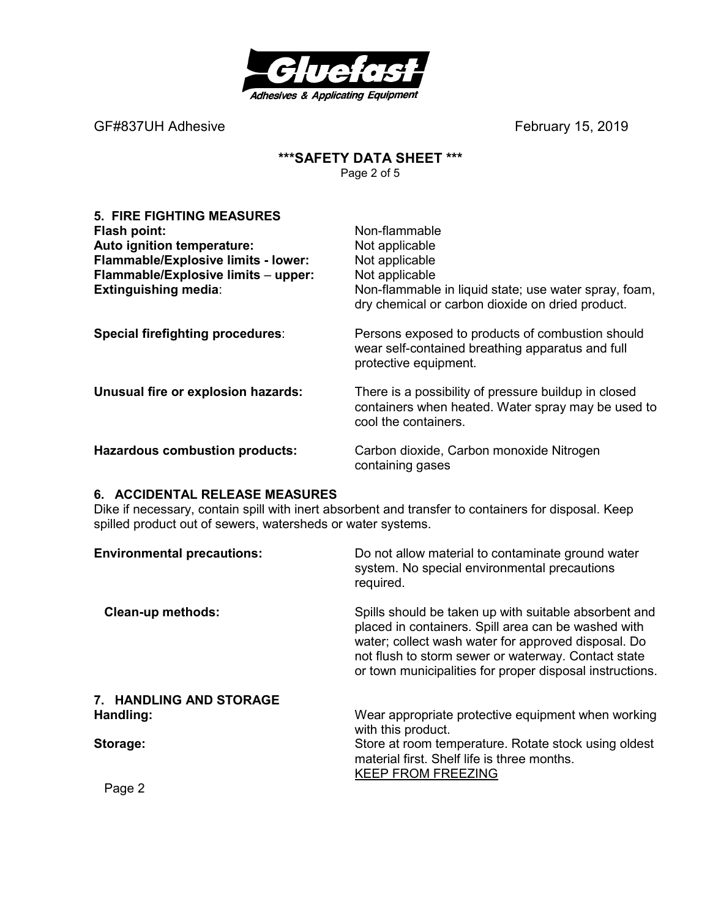GF#837UH Adhesive February 15, 2019

**\*\*\*SAFETY DATA SHEET \*\*\***

## 5. FIRE FIGHTING MEASURES

**Flash point:** Non-flammable

**Auto ignition temperature:** Not applicable

**Flammable/Explosive limits - lower:** Not applicable

**Flammable/Explosive limits – upper:** Not applicable

**Extinguishing media**: Non-flammable in liquid state; use water spray, foam, dry chemical or carbon dioxide on dried product.

**Special firefighting procedures**: Persons exposed to products of combustion should wear self-contained breathing apparatus and full protective equipment.

**Unusual fire or explosion hazards:** There is a possibility of pressure buildup in closed containers when heated. Water spray may be used to cool the containers.

**Hazardous combustion products:** Carbon dioxide, Carbon monoxide Nitrogen containing gases

## 6. ACCIDENTAL RELEASE MEASURES

Dike if necessary, contain spill with inert absorbent and transfer to containers for disposal. Keep spilled product out of sewers, watersheds or water systems.

**Environmental precautions:** Do not allow material to contaminate ground water system. No special environmental precautions required.

**Clean-up methods:** Spills should be taken up with suitable absorbent and placed in containers. Spill area can be washed with water; collect wash water for approved disposal. Do not flush to storm sewer or waterway. Contact state or town municipalities for proper disposal instructions.

## 7. HANDLING AND STORAGE

**Handling:** Wear appropriate protective equipment when working with this product.

**Storage:** Store at room temperature. Rotate stock using oldest material first. Shelf life is three months. <u>KEEP FROM FREEZING</u>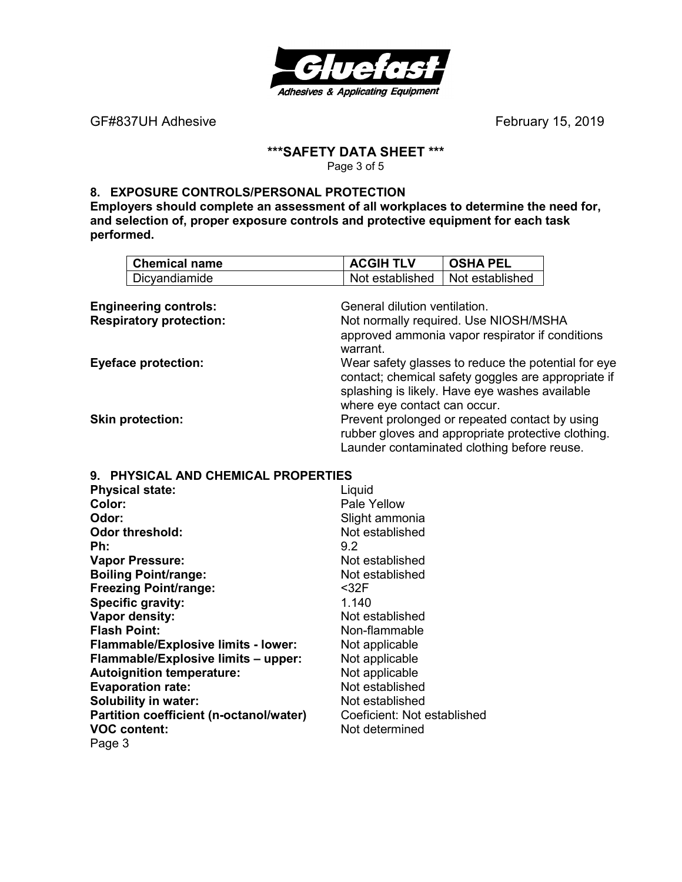## 8. EXPOSURE CONTROLS/PERSONAL PROTECTION

**Employers should complete an assessment of all workplaces to determine the need for, and selection of, proper exposure controls and protective equipment for each task performed.**

| Chemical name | ACGIH TLV | OSHA PEL |
|---|---|---|
| Dicyandiamide | Not established | Not established |

**Engineering controls:** General dilution ventilation.

**Respiratory protection:** Not normally required. Use NIOSH/MSHA approved ammonia vapor respirator if conditions warrant.

**Eyeface protection:** Wear safety glasses to reduce the potential for eye contact; chemical safety goggles are appropriate if splashing is likely. Have eye washes available where eye contact can occur.

**Skin protection:** Prevent prolonged or repeated contact by using rubber gloves and appropriate protective clothing. Launder contaminated clothing before reuse.

## 9. PHYSICAL AND CHEMICAL PROPERTIES

**Physical state:** Liquid
**Color:** Pale Yellow
**Odor:** Slight ammonia
**Odor threshold:** Not established
**Ph:** 9.2
**Vapor Pressure:** Not established
**Boiling Point/range:** Not established
**Freezing Point/range:** <32F
**Specific gravity:** 1.140
**Vapor density:** Not established
**Flash Point:** Non-flammable
**Flammable/Explosive limits - lower:** Not applicable
**Flammable/Explosive limits – upper:** Not applicable
**Autoignition temperature:** Not applicable
**Evaporation rate:** Not established
**Solubility in water:** Not established
**Partition coefficient (n-octanol/water)** Coeficient: Not established
**VOC content:** Not determined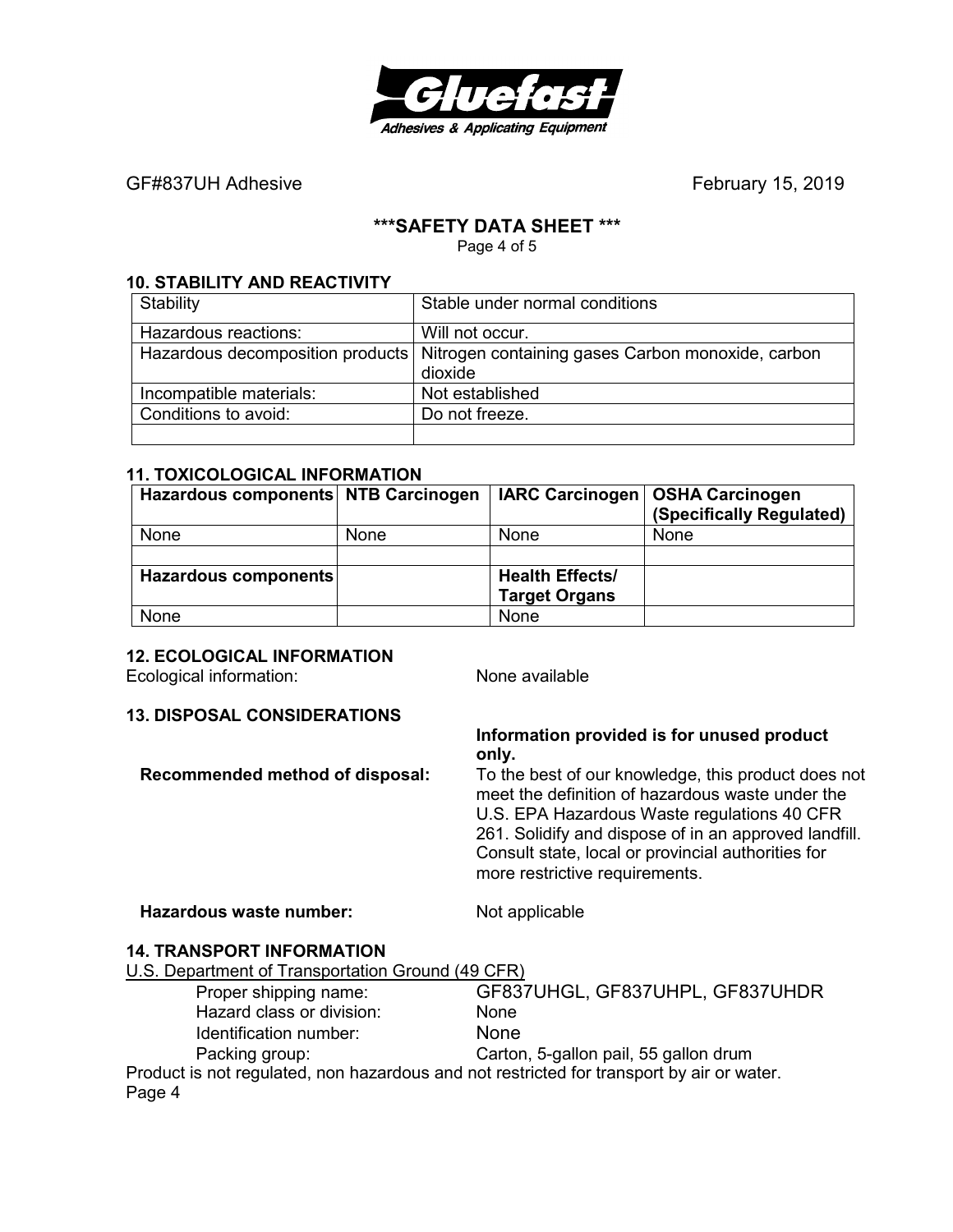GF#837UH Adhesive February 15, 2019

## ***SAFETY DATA SHEET ***

### 10. STABILITY AND REACTIVITY

| Stability | Stable under normal conditions |
|---|---|
| Hazardous reactions: | Will not occur. |
| Hazardous decomposition products | Nitrogen containing gases Carbon monoxide, carbon dioxide |
| Incompatible materials: | Not established |
| Conditions to avoid: | Do not freeze. |
| | |

### 11. TOXICOLOGICAL INFORMATION

| Hazardous components | NTB Carcinogen | IARC Carcinogen | OSHA Carcinogen (Specifically Regulated) |
|---|---|---|---|
| None | None | None | None |
| | | | |
| **Hazardous components** | | **Health Effects/ Target Organs** | |
| None | | None | |

### 12. ECOLOGICAL INFORMATION

Ecological information: None available

### 13. DISPOSAL CONSIDERATIONS

**Information provided is for unused product only.**

**Recommended method of disposal:** To the best of our knowledge, this product does not meet the definition of hazardous waste under the U.S. EPA Hazardous Waste regulations 40 CFR 261. Solidify and dispose of in an approved landfill. Consult state, local or provincial authorities for more restrictive requirements.

**Hazardous waste number:** Not applicable

### 14. TRANSPORT INFORMATION

U.S. Department of Transportation Ground (49 CFR)

Proper shipping name: GF837UHGL, GF837UHPL, GF837UHDR
Hazard class or division: None
Identification number: None
Packing group: Carton, 5-gallon pail, 55 gallon drum

Product is not regulated, non hazardous and not restricted for transport by air or water.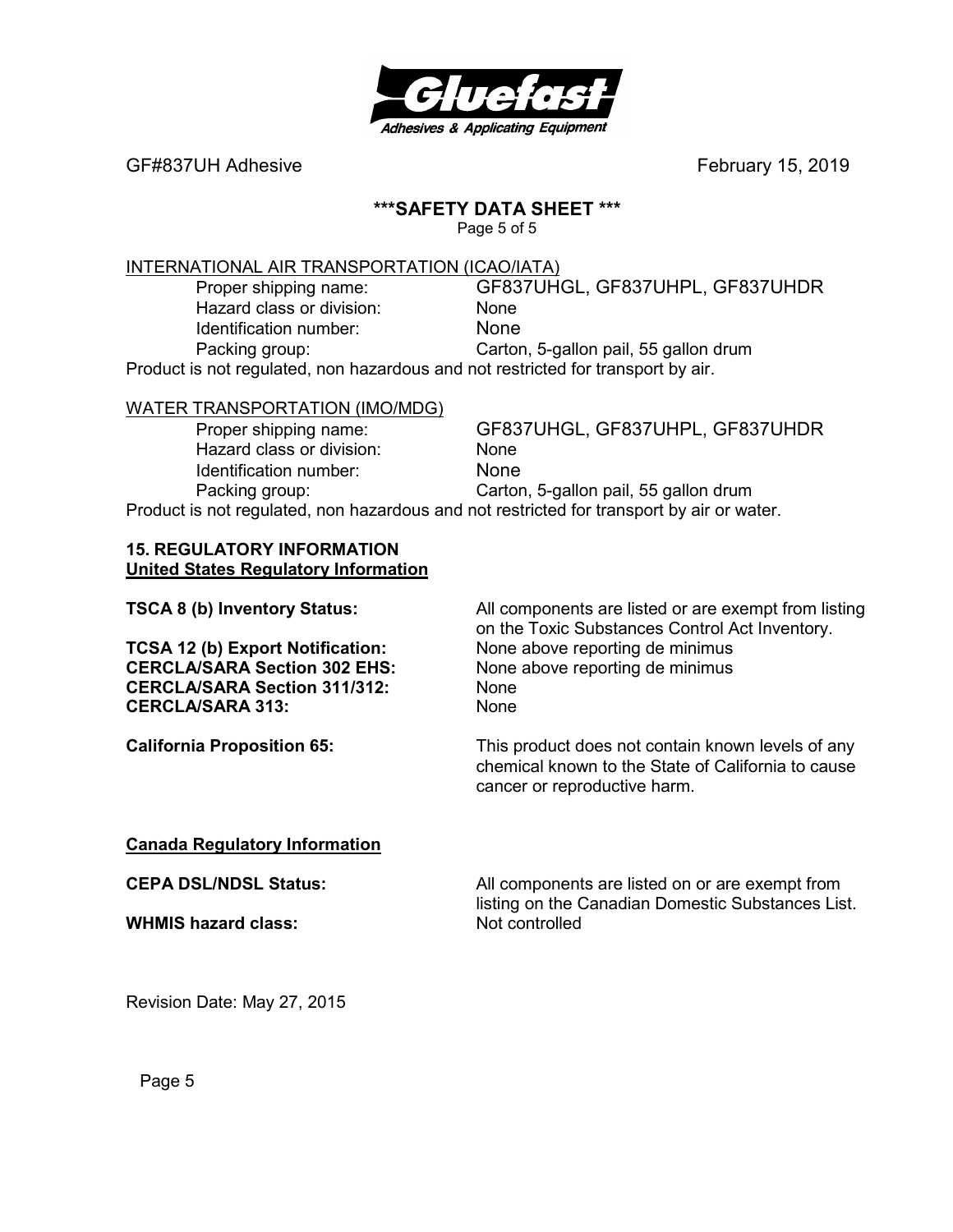INTERNATIONAL AIR TRANSPORTATION (ICAO/IATA)

| | |
|---|---|
| Proper shipping name: | GF837UHGL, GF837UHPL, GF837UHDR |
| Hazard class or division: | None |
| Identification number: | None |
| Packing group: | Carton, 5-gallon pail, 55 gallon drum |

Product is not regulated, non hazardous and not restricted for transport by air.

WATER TRANSPORTATION (IMO/MDG)

| | |
|---|---|
| Proper shipping name: | GF837UHGL, GF837UHPL, GF837UHDR |
| Hazard class or division: | None |
| Identification number: | None |
| Packing group: | Carton, 5-gallon pail, 55 gallon drum |

Product is not regulated, non hazardous and not restricted for transport by air or water.

## 15. REGULATORY INFORMATION

### United States Regulatory Information

| | |
|---|---|
| **TSCA 8 (b) Inventory Status:** | All components are listed or are exempt from listing on the Toxic Substances Control Act Inventory. |
| **TCSA 12 (b) Export Notification:** | None above reporting de minimus |
| **CERCLA/SARA Section 302 EHS:** | None above reporting de minimus |
| **CERCLA/SARA Section 311/312:** | None |
| **CERCLA/SARA 313:** | None |
| **California Proposition 65:** | This product does not contain known levels of any chemical known to the State of California to cause cancer or reproductive harm. |

### Canada Regulatory Information

| | |
|---|---|
| **CEPA DSL/NDSL Status:** | All components are listed on or are exempt from listing on the Canadian Domestic Substances List. |
| **WHMIS hazard class:** | Not controlled |

Revision Date: May 27, 2015